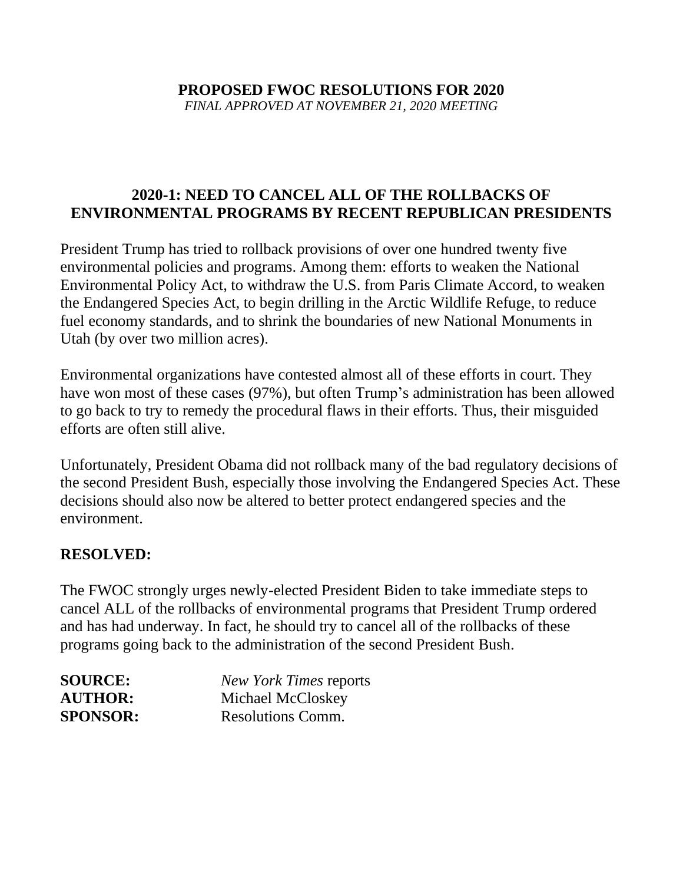# PROPOSED FWOC RESOLUTIONS FOR 2020

*FINAL APPROVED AT NOVEMBER 21, 2020 MEETING*

## 2020-1: NEED TO CANCEL ALL OF THE ROLLBACKS OF ENVIRONMENTAL PROGRAMS BY RECENT REPUBLICAN PRESIDENTS

President Trump has tried to rollback provisions of over one hundred twenty five environmental policies and programs. Among them: efforts to weaken the National Environmental Policy Act, to withdraw the U.S. from Paris Climate Accord, to weaken the Endangered Species Act, to begin drilling in the Arctic Wildlife Refuge, to reduce fuel economy standards, and to shrink the boundaries of new National Monuments in Utah (by over two million acres).

Environmental organizations have contested almost all of these efforts in court. They have won most of these cases (97%), but often Trump's administration has been allowed to go back to try to remedy the procedural flaws in their efforts. Thus, their misguided efforts are often still alive.

Unfortunately, President Obama did not rollback many of the bad regulatory decisions of the second President Bush, especially those involving the Endangered Species Act. These decisions should also now be altered to better protect endangered species and the environment.

**RESOLVED:**

The FWOC strongly urges newly-elected President Biden to take immediate steps to cancel ALL of the rollbacks of environmental programs that President Trump ordered and has had underway. In fact, he should try to cancel all of the rollbacks of these programs going back to the administration of the second President Bush.

**SOURCE:** *New York Times* reports
**AUTHOR:** Michael McCloskey
**SPONSOR:** Resolutions Comm.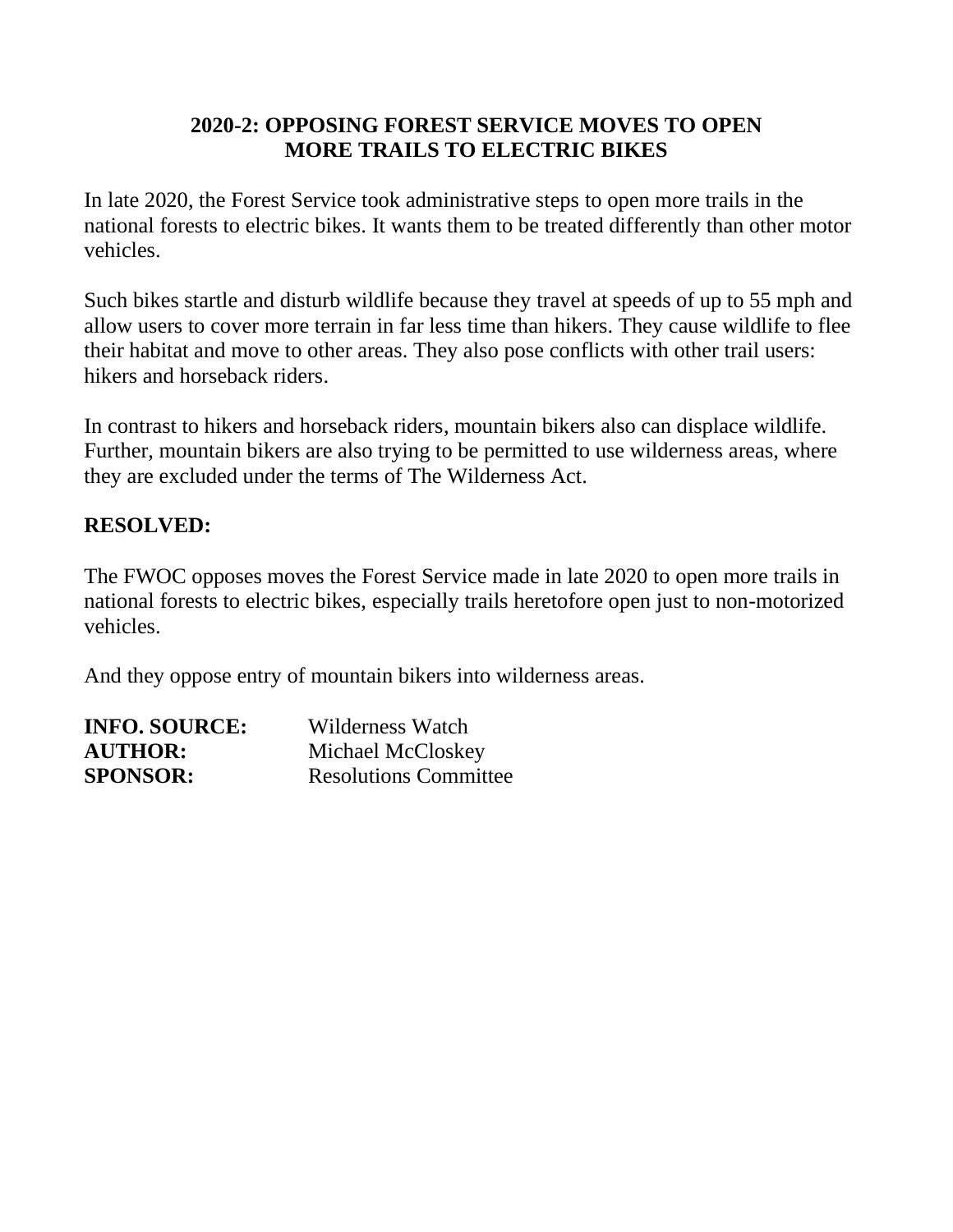## 2020-2: OPPOSING FOREST SERVICE MOVES TO OPEN MORE TRAILS TO ELECTRIC BIKES

In late 2020, the Forest Service took administrative steps to open more trails in the national forests to electric bikes. It wants them to be treated differently than other motor vehicles.

Such bikes startle and disturb wildlife because they travel at speeds of up to 55 mph and allow users to cover more terrain in far less time than hikers. They cause wildlife to flee their habitat and move to other areas. They also pose conflicts with other trail users: hikers and horseback riders.

In contrast to hikers and horseback riders, mountain bikers also can displace wildlife. Further, mountain bikers are also trying to be permitted to use wilderness areas, where they are excluded under the terms of The Wilderness Act.

**RESOLVED:**

The FWOC opposes moves the Forest Service made in late 2020 to open more trails in national forests to electric bikes, especially trails heretofore open just to non-motorized vehicles.

And they oppose entry of mountain bikers into wilderness areas.

**INFO. SOURCE:** Wilderness Watch
**AUTHOR:** Michael McCloskey
**SPONSOR:** Resolutions Committee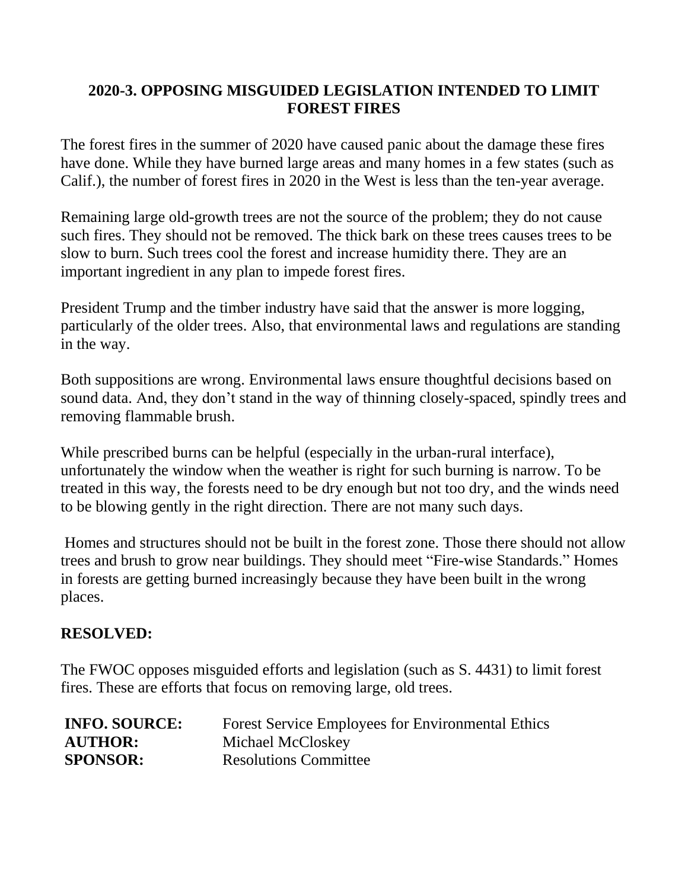## 2020-3. OPPOSING MISGUIDED LEGISLATION INTENDED TO LIMIT FOREST FIRES

The forest fires in the summer of 2020 have caused panic about the damage these fires have done. While they have burned large areas and many homes in a few states (such as Calif.), the number of forest fires in 2020 in the West is less than the ten-year average.

Remaining large old-growth trees are not the source of the problem; they do not cause such fires. They should not be removed. The thick bark on these trees causes trees to be slow to burn. Such trees cool the forest and increase humidity there. They are an important ingredient in any plan to impede forest fires.

President Trump and the timber industry have said that the answer is more logging, particularly of the older trees. Also, that environmental laws and regulations are standing in the way.

Both suppositions are wrong. Environmental laws ensure thoughtful decisions based on sound data. And, they don't stand in the way of thinning closely-spaced, spindly trees and removing flammable brush.

While prescribed burns can be helpful (especially in the urban-rural interface), unfortunately the window when the weather is right for such burning is narrow. To be treated in this way, the forests need to be dry enough but not too dry, and the winds need to be blowing gently in the right direction. There are not many such days.

Homes and structures should not be built in the forest zone. Those there should not allow trees and brush to grow near buildings. They should meet "Fire-wise Standards." Homes in forests are getting burned increasingly because they have been built in the wrong places.

**RESOLVED:**

The FWOC opposes misguided efforts and legislation (such as S. 4431) to limit forest fires. These are efforts that focus on removing large, old trees.

**INFO. SOURCE:** Forest Service Employees for Environmental Ethics
**AUTHOR:** Michael McCloskey
**SPONSOR:** Resolutions Committee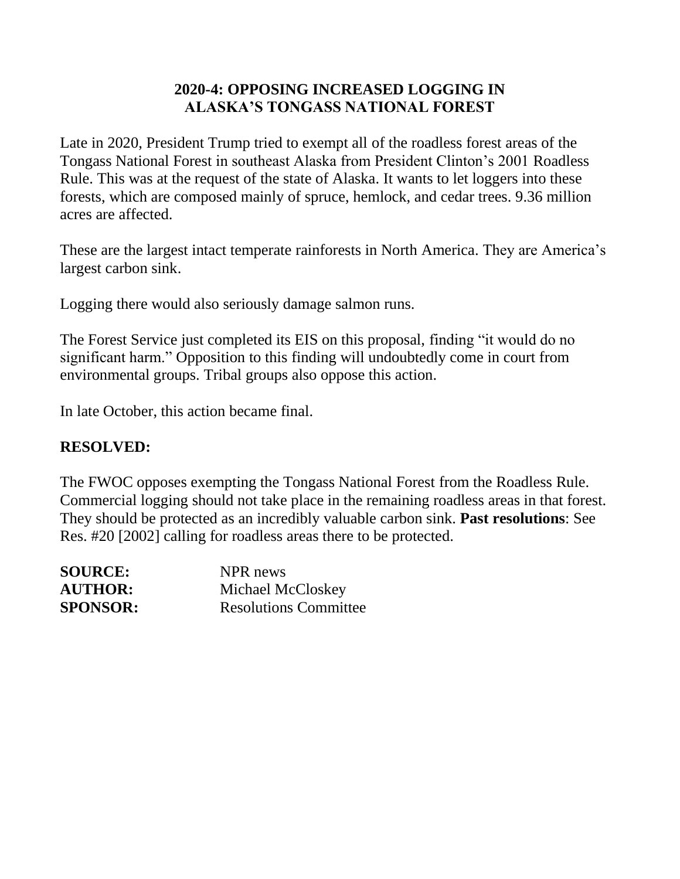## 2020-4: OPPOSING INCREASED LOGGING IN ALASKA'S TONGASS NATIONAL FOREST

Late in 2020, President Trump tried to exempt all of the roadless forest areas of the Tongass National Forest in southeast Alaska from President Clinton's 2001 Roadless Rule. This was at the request of the state of Alaska. It wants to let loggers into these forests, which are composed mainly of spruce, hemlock, and cedar trees. 9.36 million acres are affected.

These are the largest intact temperate rainforests in North America. They are America's largest carbon sink.

Logging there would also seriously damage salmon runs.

The Forest Service just completed its EIS on this proposal, finding "it would do no significant harm." Opposition to this finding will undoubtedly come in court from environmental groups. Tribal groups also oppose this action.

In late October, this action became final.

**RESOLVED:**

The FWOC opposes exempting the Tongass National Forest from the Roadless Rule. Commercial logging should not take place in the remaining roadless areas in that forest. They should be protected as an incredibly valuable carbon sink. **Past resolutions**: See Res. #20 [2002] calling for roadless areas there to be protected.

**SOURCE:** NPR news
**AUTHOR:** Michael McCloskey
**SPONSOR:** Resolutions Committee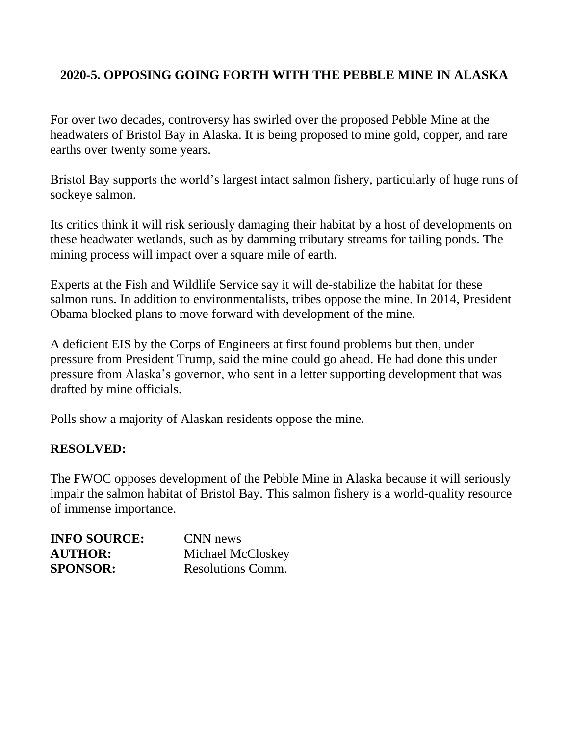## 2020-5. OPPOSING GOING FORTH WITH THE PEBBLE MINE IN ALASKA

For over two decades, controversy has swirled over the proposed Pebble Mine at the headwaters of Bristol Bay in Alaska. It is being proposed to mine gold, copper, and rare earths over twenty some years.

Bristol Bay supports the world's largest intact salmon fishery, particularly of huge runs of sockeye salmon.

Its critics think it will risk seriously damaging their habitat by a host of developments on these headwater wetlands, such as by damming tributary streams for tailing ponds. The mining process will impact over a square mile of earth.

Experts at the Fish and Wildlife Service say it will de-stabilize the habitat for these salmon runs. In addition to environmentalists, tribes oppose the mine. In 2014, President Obama blocked plans to move forward with development of the mine.

A deficient EIS by the Corps of Engineers at first found problems but then, under pressure from President Trump, said the mine could go ahead. He had done this under pressure from Alaska's governor, who sent in a letter supporting development that was drafted by mine officials.

Polls show a majority of Alaskan residents oppose the mine.

**RESOLVED:**

The FWOC opposes development of the Pebble Mine in Alaska because it will seriously impair the salmon habitat of Bristol Bay. This salmon fishery is a world-quality resource of immense importance.

**INFO SOURCE:** CNN news
**AUTHOR:** Michael McCloskey
**SPONSOR:** Resolutions Comm.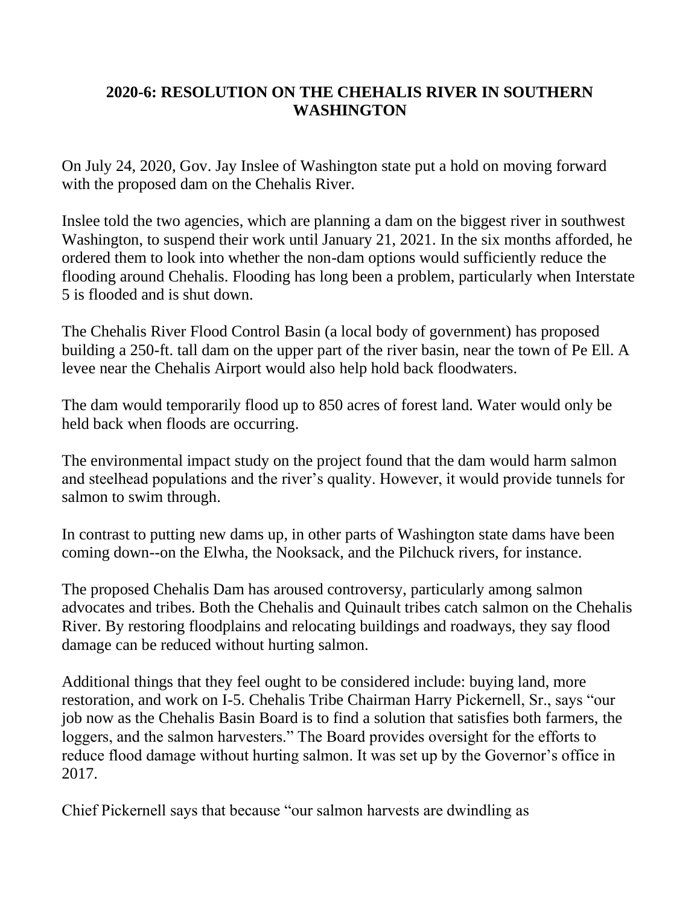## 2020-6: RESOLUTION ON THE CHEHALIS RIVER IN SOUTHERN WASHINGTON

On July 24, 2020, Gov. Jay Inslee of Washington state put a hold on moving forward with the proposed dam on the Chehalis River.

Inslee told the two agencies, which are planning a dam on the biggest river in southwest Washington, to suspend their work until January 21, 2021. In the six months afforded, he ordered them to look into whether the non-dam options would sufficiently reduce the flooding around Chehalis. Flooding has long been a problem, particularly when Interstate 5 is flooded and is shut down.

The Chehalis River Flood Control Basin (a local body of government) has proposed building a 250-ft. tall dam on the upper part of the river basin, near the town of Pe Ell. A levee near the Chehalis Airport would also help hold back floodwaters.

The dam would temporarily flood up to 850 acres of forest land. Water would only be held back when floods are occurring.

The environmental impact study on the project found that the dam would harm salmon and steelhead populations and the river's quality. However, it would provide tunnels for salmon to swim through.

In contrast to putting new dams up, in other parts of Washington state dams have been coming down--on the Elwha, the Nooksack, and the Pilchuck rivers, for instance.

The proposed Chehalis Dam has aroused controversy, particularly among salmon advocates and tribes. Both the Chehalis and Quinault tribes catch salmon on the Chehalis River. By restoring floodplains and relocating buildings and roadways, they say flood damage can be reduced without hurting salmon.

Additional things that they feel ought to be considered include: buying land, more restoration, and work on I-5. Chehalis Tribe Chairman Harry Pickernell, Sr., says "our job now as the Chehalis Basin Board is to find a solution that satisfies both farmers, the loggers, and the salmon harvesters." The Board provides oversight for the efforts to reduce flood damage without hurting salmon. It was set up by the Governor's office in 2017.

Chief Pickernell says that because "our salmon harvests are dwindling as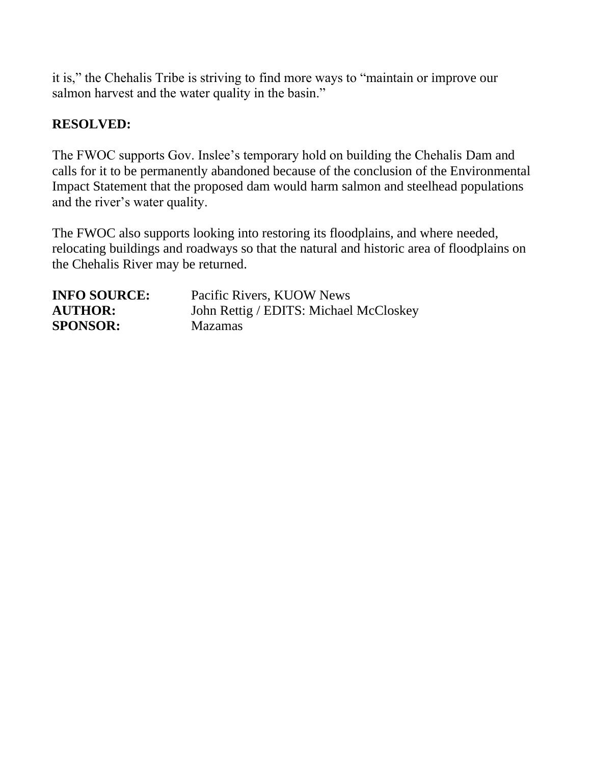it is," the Chehalis Tribe is striving to find more ways to "maintain or improve our salmon harvest and the water quality in the basin."

**RESOLVED:**

The FWOC supports Gov. Inslee's temporary hold on building the Chehalis Dam and calls for it to be permanently abandoned because of the conclusion of the Environmental Impact Statement that the proposed dam would harm salmon and steelhead populations and the river's water quality.

The FWOC also supports looking into restoring its floodplains, and where needed, relocating buildings and roadways so that the natural and historic area of floodplains on the Chehalis River may be returned.

**INFO SOURCE:** Pacific Rivers, KUOW News
**AUTHOR:** John Rettig / EDITS: Michael McCloskey
**SPONSOR:** Mazamas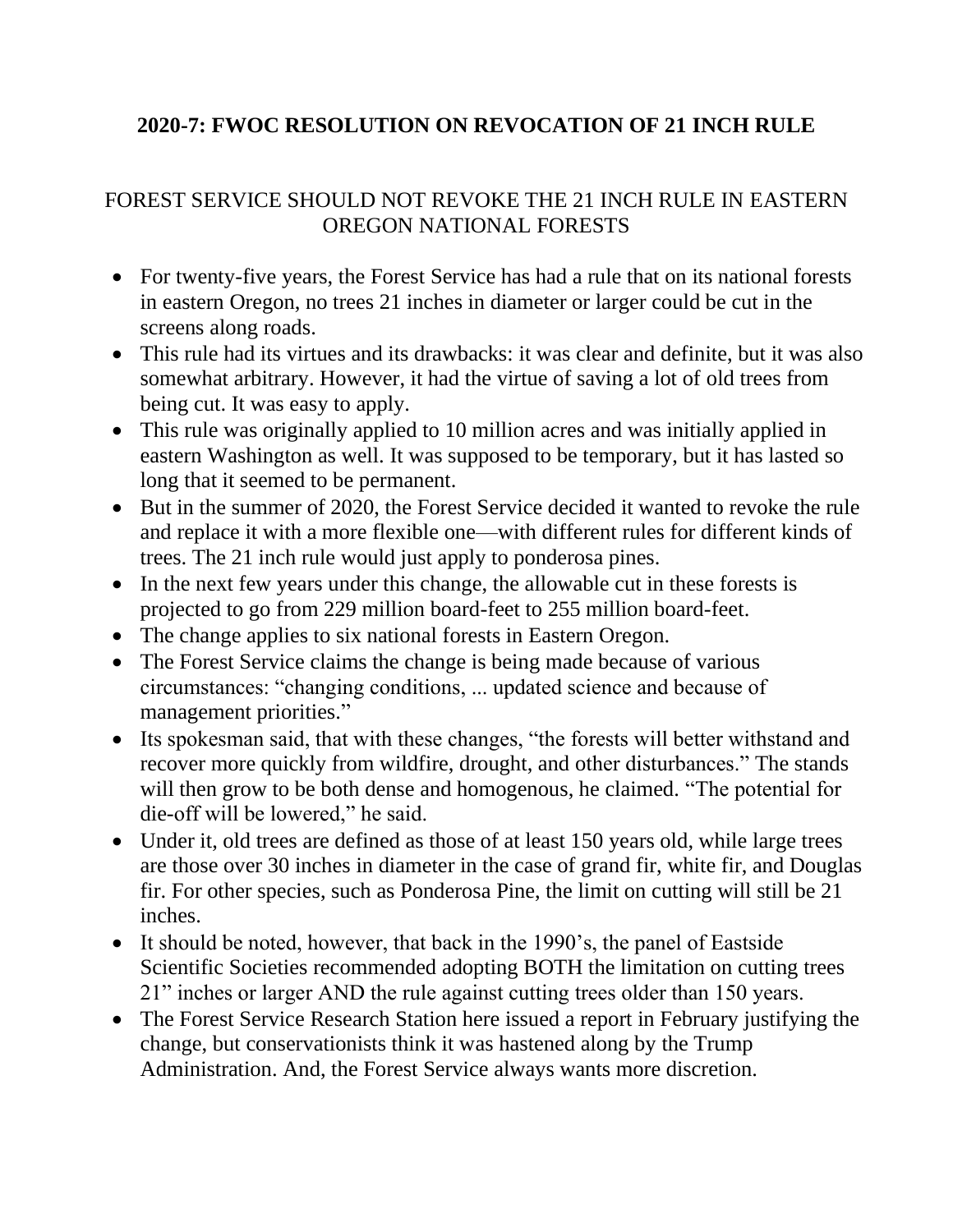**2020-7: FWOC RESOLUTION ON REVOCATION OF 21 INCH RULE**

FOREST SERVICE SHOULD NOT REVOKE THE 21 INCH RULE IN EASTERN OREGON NATIONAL FORESTS

- For twenty-five years, the Forest Service has had a rule that on its national forests in eastern Oregon, no trees 21 inches in diameter or larger could be cut in the screens along roads.
- This rule had its virtues and its drawbacks: it was clear and definite, but it was also somewhat arbitrary. However, it had the virtue of saving a lot of old trees from being cut. It was easy to apply.
- This rule was originally applied to 10 million acres and was initially applied in eastern Washington as well. It was supposed to be temporary, but it has lasted so long that it seemed to be permanent.
- But in the summer of 2020, the Forest Service decided it wanted to revoke the rule and replace it with a more flexible one—with different rules for different kinds of trees. The 21 inch rule would just apply to ponderosa pines.
- In the next few years under this change, the allowable cut in these forests is projected to go from 229 million board-feet to 255 million board-feet.
- The change applies to six national forests in Eastern Oregon.
- The Forest Service claims the change is being made because of various circumstances: "changing conditions, ... updated science and because of management priorities."
- Its spokesman said, that with these changes, "the forests will better withstand and recover more quickly from wildfire, drought, and other disturbances." The stands will then grow to be both dense and homogenous, he claimed. "The potential for die-off will be lowered," he said.
- Under it, old trees are defined as those of at least 150 years old, while large trees are those over 30 inches in diameter in the case of grand fir, white fir, and Douglas fir. For other species, such as Ponderosa Pine, the limit on cutting will still be 21 inches.
- It should be noted, however, that back in the 1990's, the panel of Eastside Scientific Societies recommended adopting BOTH the limitation on cutting trees 21" inches or larger AND the rule against cutting trees older than 150 years.
- The Forest Service Research Station here issued a report in February justifying the change, but conservationists think it was hastened along by the Trump Administration. And, the Forest Service always wants more discretion.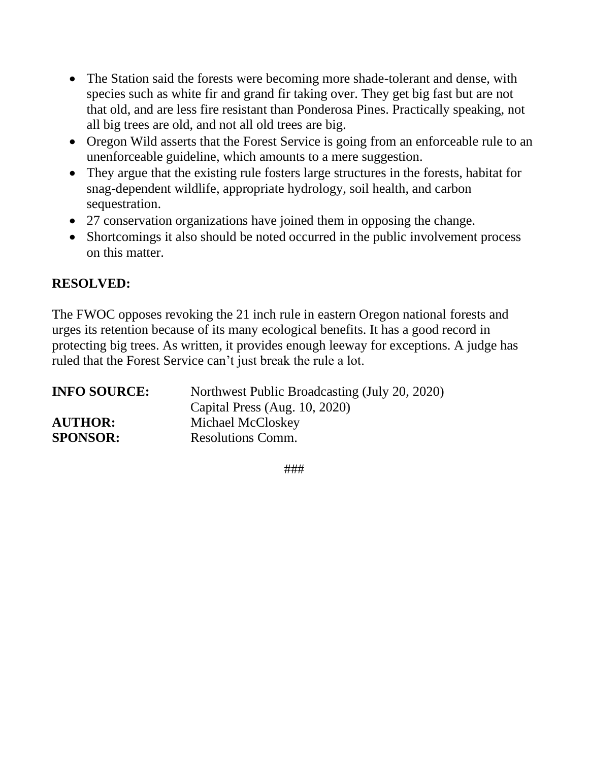- The Station said the forests were becoming more shade-tolerant and dense, with species such as white fir and grand fir taking over. They get big fast but are not that old, and are less fire resistant than Ponderosa Pines. Practically speaking, not all big trees are old, and not all old trees are big.
- Oregon Wild asserts that the Forest Service is going from an enforceable rule to an unenforceable guideline, which amounts to a mere suggestion.
- They argue that the existing rule fosters large structures in the forests, habitat for snag-dependent wildlife, appropriate hydrology, soil health, and carbon sequestration.
- 27 conservation organizations have joined them in opposing the change.
- Shortcomings it also should be noted occurred in the public involvement process on this matter.

**RESOLVED:**

The FWOC opposes revoking the 21 inch rule in eastern Oregon national forests and urges its retention because of its many ecological benefits. It has a good record in protecting big trees. As written, it provides enough leeway for exceptions. A judge has ruled that the Forest Service can't just break the rule a lot.

**INFO SOURCE:** Northwest Public Broadcasting (July 20, 2020)
Capital Press (Aug. 10, 2020)
**AUTHOR:** Michael McCloskey
**SPONSOR:** Resolutions Comm.

###